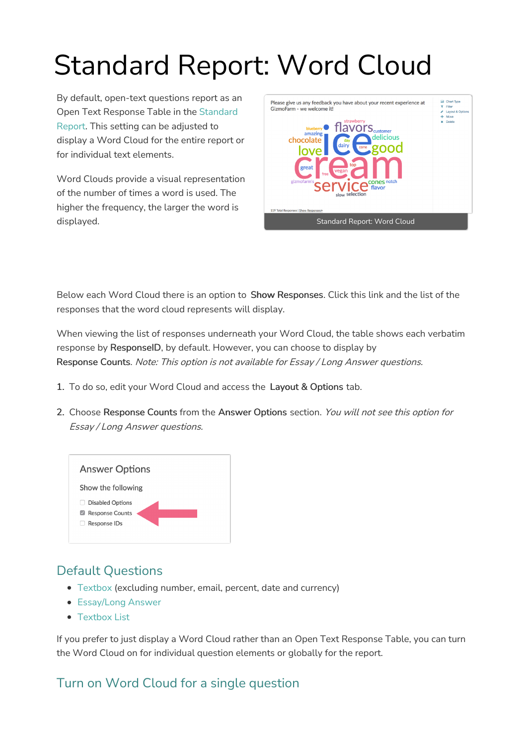# Standard Report: Word Cloud

By default, open-text questions report as an Open Text Response Table in the Standard Report. This setting can be adjusted to display a Word Cloud for the entire report or for individual text elements.

Word Clouds provide a visual representation of the number of times a word is used. The higher the frequency, the larger the word is displayed.

Standard Report: Word Cloud

Below each Word Cloud there is an option to **Show Responses**. Click this link and the list of the responses that the word cloud represents will display.

When viewing the list of responses underneath your Word Cloud, the table shows each verbatim response by **ResponseID**, by default. However, you can choose to display by **Response Counts**. *Note: This option is not available for Essay / Long Answer questions.*

1. To do so, edit your Word Cloud and access the **Layout & Options** tab.
2. Choose **Response Counts** from the **Answer Options** section. *You will not see this option for Essay / Long Answer questions.*

## Default Questions

- Textbox (excluding number, email, percent, date and currency)
- Essay/Long Answer
- Textbox List

If you prefer to just display a Word Cloud rather than an Open Text Response Table, you can turn the Word Cloud on for individual question elements or globally for the report.

## Turn on Word Cloud for a single question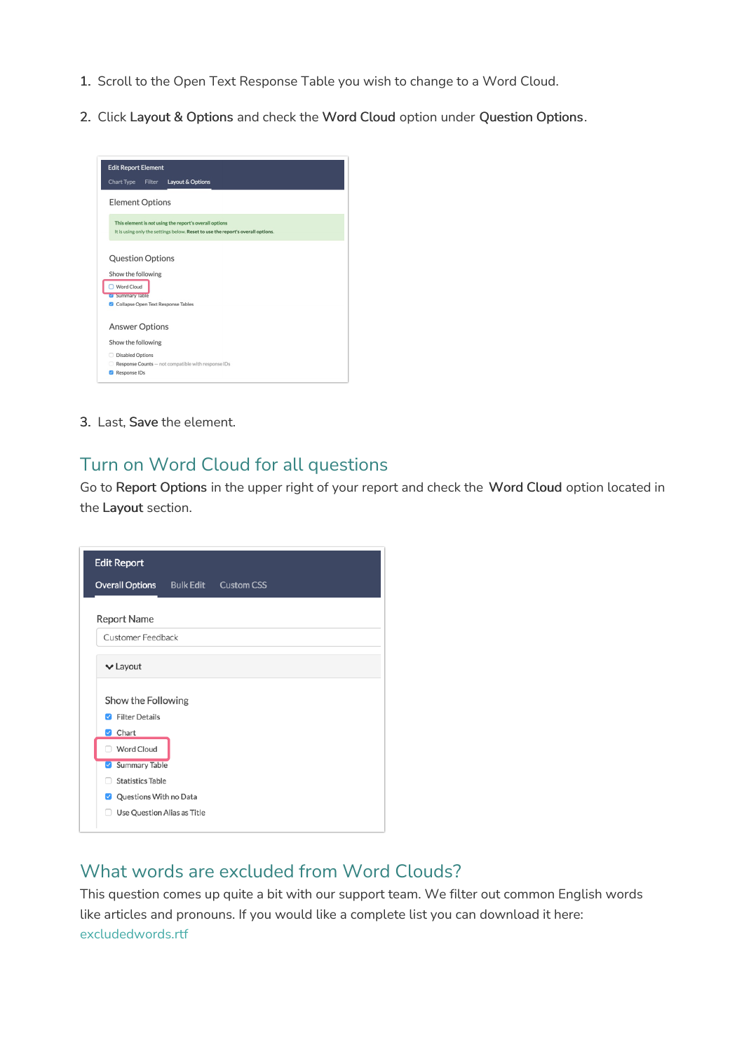2. Click **Layout & Options** and check the **Word Cloud** option under **Question Options**.

3. Last, **Save** the element.

## Turn on Word Cloud for all questions

Go to **Report Options** in the upper right of your report and check the **Word Cloud** option located in the **Layout** section.

## What words are excluded from Word Clouds?

This question comes up quite a bit with our support team. We filter out common English words like articles and pronouns. If you would like a complete list you can download it here: excludedwords.rtf

1. Scroll to the Open Text Response Table you wish to change to a Word Cloud.

2. Click **Layout & Options** and check the **Word Cloud** option under **Question Options**.

3. Last, **Save** the element.

## Turn on Word Cloud for all questions

Go to **Report Options** in the upper right of your report and check the **Word Cloud** option located in the **Layout** section.

## What words are excluded from Word Clouds?

This question comes up quite a bit with our support team. We filter out common English words like articles and pronouns. If you would like a complete list you can download it here: excludedwords.rtf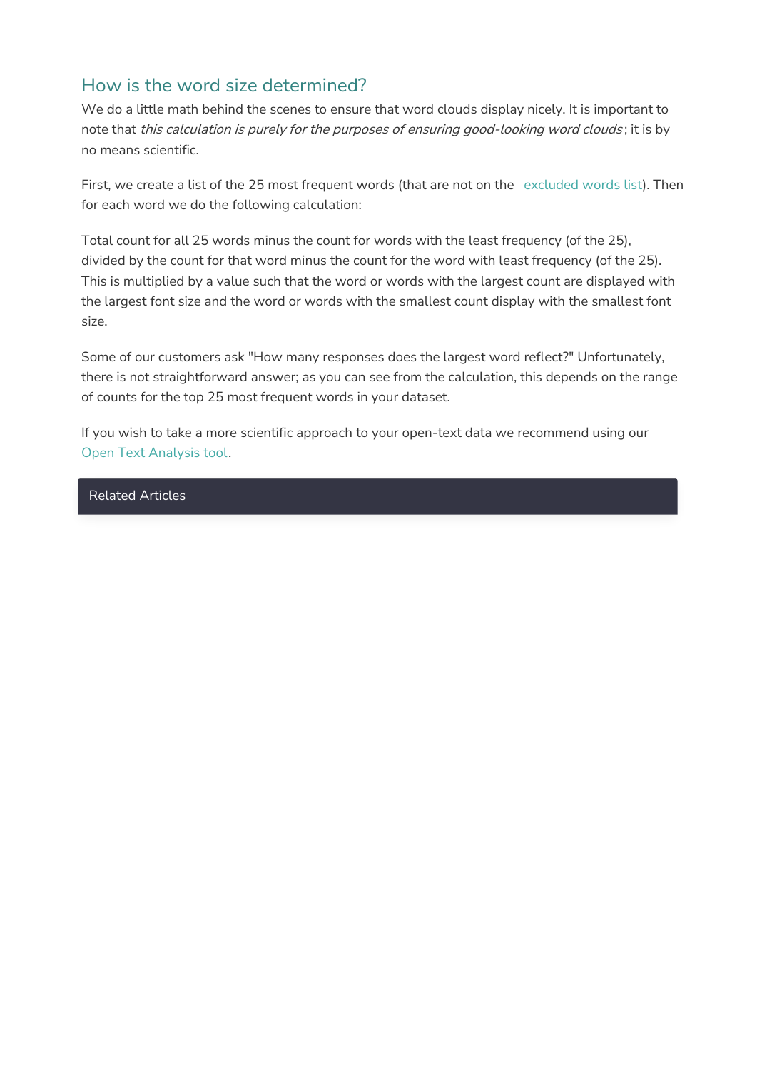## How is the word size determined?

We do a little math behind the scenes to ensure that word clouds display nicely. It is important to note that *this calculation is purely for the purposes of ensuring good-looking word clouds*; it is by no means scientific.

First, we create a list of the 25 most frequent words (that are not on the excluded words list). Then for each word we do the following calculation:

Total count for all 25 words minus the count for words with the least frequency (of the 25), divided by the count for that word minus the count for the word with least frequency (of the 25). This is multiplied by a value such that the word or words with the largest count are displayed with the largest font size and the word or words with the smallest count display with the smallest font size.

Some of our customers ask "How many responses does the largest word reflect?" Unfortunately, there is not straightforward answer; as you can see from the calculation, this depends on the range of counts for the top 25 most frequent words in your dataset.

If you wish to take a more scientific approach to your open-text data we recommend using our Open Text Analysis tool.

Related Articles